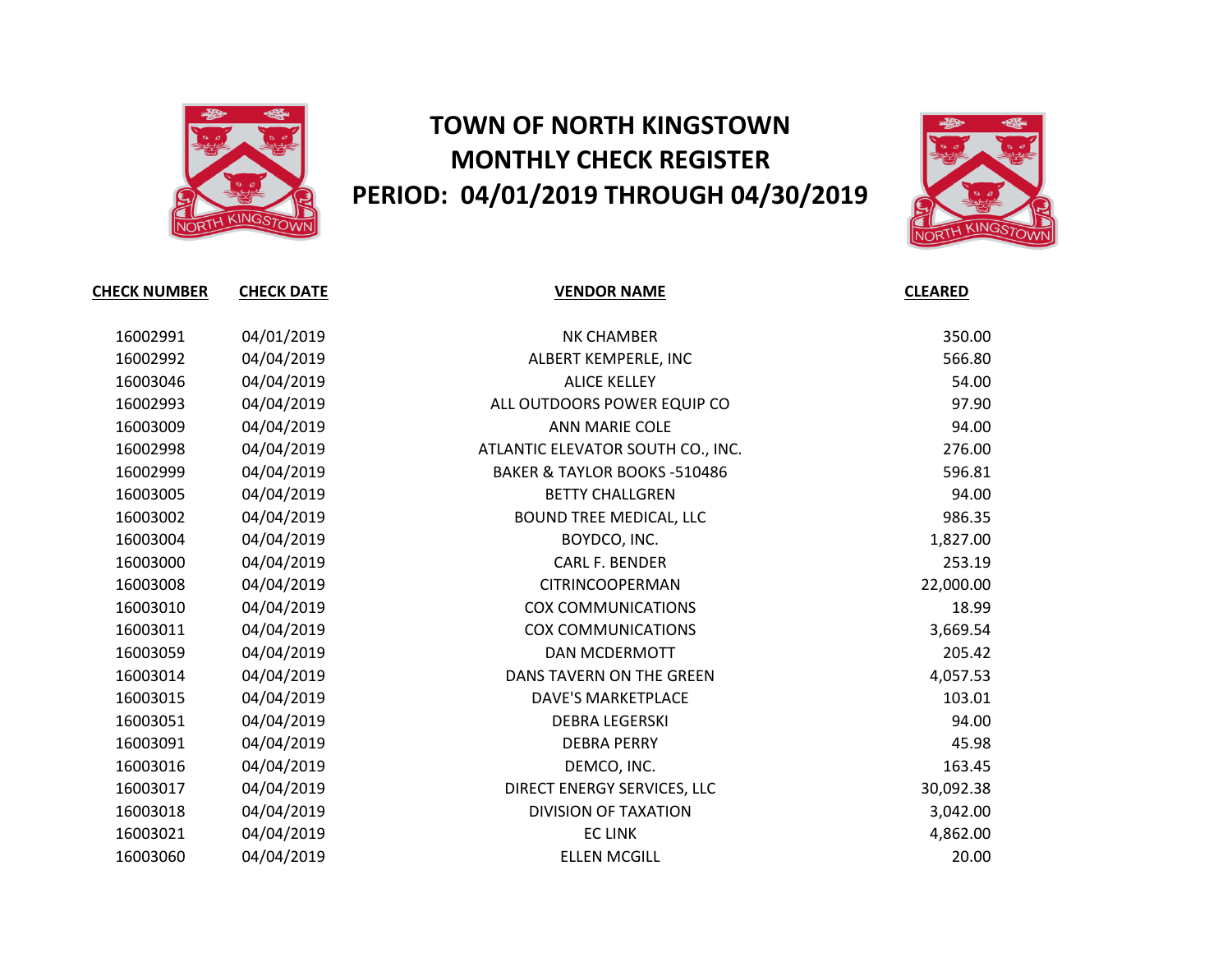# TOWN OF NORTH KINGSTOWN
# MONTHLY CHECK REGISTER
# PERIOD: 04/01/2019 THROUGH 04/30/2019

| CHECK NUMBER | CHECK DATE | VENDOR NAME | CLEARED |
|---|---|---|---|
| 16002991 | 04/01/2019 | NK CHAMBER | 350.00 |
| 16002992 | 04/04/2019 | ALBERT KEMPERLE, INC | 566.80 |
| 16003046 | 04/04/2019 | ALICE KELLEY | 54.00 |
| 16002993 | 04/04/2019 | ALL OUTDOORS POWER EQUIP CO | 97.90 |
| 16003009 | 04/04/2019 | ANN MARIE COLE | 94.00 |
| 16002998 | 04/04/2019 | ATLANTIC ELEVATOR SOUTH CO., INC. | 276.00 |
| 16002999 | 04/04/2019 | BAKER & TAYLOR BOOKS -510486 | 596.81 |
| 16003005 | 04/04/2019 | BETTY CHALLGREN | 94.00 |
| 16003002 | 04/04/2019 | BOUND TREE MEDICAL, LLC | 986.35 |
| 16003004 | 04/04/2019 | BOYDCO, INC. | 1,827.00 |
| 16003000 | 04/04/2019 | CARL F. BENDER | 253.19 |
| 16003008 | 04/04/2019 | CITRINCOOPERMAN | 22,000.00 |
| 16003010 | 04/04/2019 | COX COMMUNICATIONS | 18.99 |
| 16003011 | 04/04/2019 | COX COMMUNICATIONS | 3,669.54 |
| 16003059 | 04/04/2019 | DAN MCDERMOTT | 205.42 |
| 16003014 | 04/04/2019 | DANS TAVERN ON THE GREEN | 4,057.53 |
| 16003015 | 04/04/2019 | DAVE'S MARKETPLACE | 103.01 |
| 16003051 | 04/04/2019 | DEBRA LEGERSKI | 94.00 |
| 16003091 | 04/04/2019 | DEBRA PERRY | 45.98 |
| 16003016 | 04/04/2019 | DEMCO, INC. | 163.45 |
| 16003017 | 04/04/2019 | DIRECT ENERGY SERVICES, LLC | 30,092.38 |
| 16003018 | 04/04/2019 | DIVISION OF TAXATION | 3,042.00 |
| 16003021 | 04/04/2019 | EC LINK | 4,862.00 |
| 16003060 | 04/04/2019 | ELLEN MCGILL | 20.00 |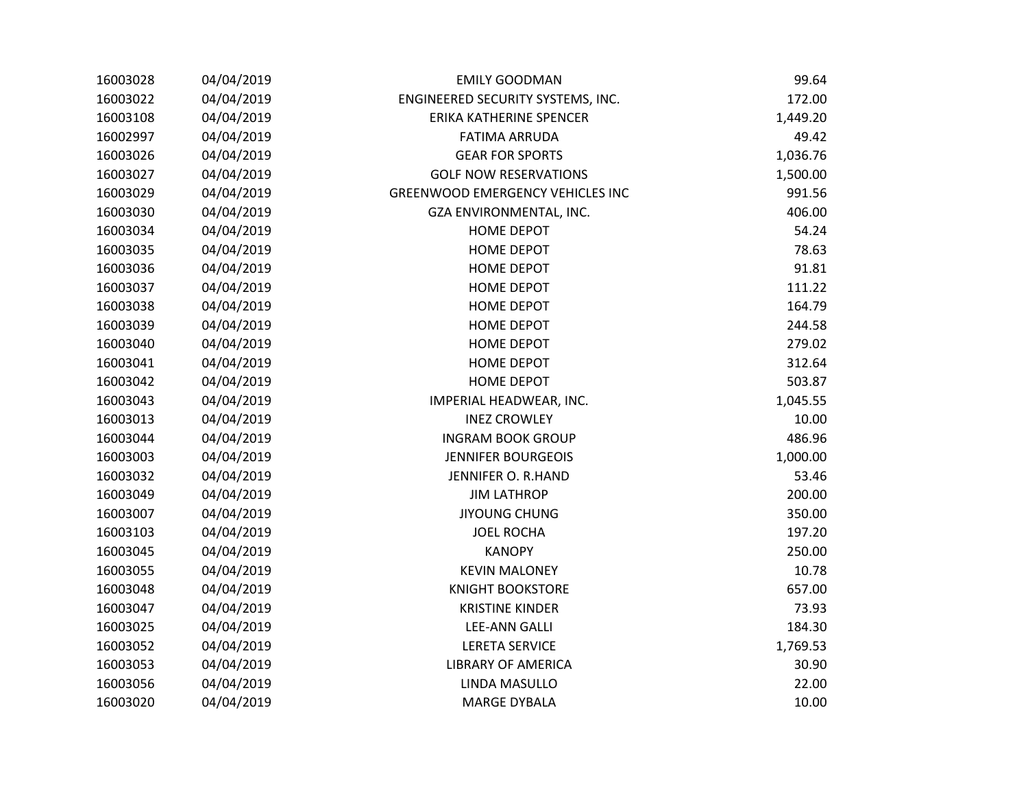| | | | |
|---|---|---|---|
| 16003028 | 04/04/2019 | EMILY GOODMAN | 99.64 |
| 16003022 | 04/04/2019 | ENGINEERED SECURITY SYSTEMS, INC. | 172.00 |
| 16003108 | 04/04/2019 | ERIKA KATHERINE SPENCER | 1,449.20 |
| 16002997 | 04/04/2019 | FATIMA ARRUDA | 49.42 |
| 16003026 | 04/04/2019 | GEAR FOR SPORTS | 1,036.76 |
| 16003027 | 04/04/2019 | GOLF NOW RESERVATIONS | 1,500.00 |
| 16003029 | 04/04/2019 | GREENWOOD EMERGENCY VEHICLES INC | 991.56 |
| 16003030 | 04/04/2019 | GZA ENVIRONMENTAL, INC. | 406.00 |
| 16003034 | 04/04/2019 | HOME DEPOT | 54.24 |
| 16003035 | 04/04/2019 | HOME DEPOT | 78.63 |
| 16003036 | 04/04/2019 | HOME DEPOT | 91.81 |
| 16003037 | 04/04/2019 | HOME DEPOT | 111.22 |
| 16003038 | 04/04/2019 | HOME DEPOT | 164.79 |
| 16003039 | 04/04/2019 | HOME DEPOT | 244.58 |
| 16003040 | 04/04/2019 | HOME DEPOT | 279.02 |
| 16003041 | 04/04/2019 | HOME DEPOT | 312.64 |
| 16003042 | 04/04/2019 | HOME DEPOT | 503.87 |
| 16003043 | 04/04/2019 | IMPERIAL HEADWEAR, INC. | 1,045.55 |
| 16003013 | 04/04/2019 | INEZ CROWLEY | 10.00 |
| 16003044 | 04/04/2019 | INGRAM BOOK GROUP | 486.96 |
| 16003003 | 04/04/2019 | JENNIFER BOURGEOIS | 1,000.00 |
| 16003032 | 04/04/2019 | JENNIFER O. R.HAND | 53.46 |
| 16003049 | 04/04/2019 | JIM LATHROP | 200.00 |
| 16003007 | 04/04/2019 | JIYOUNG CHUNG | 350.00 |
| 16003103 | 04/04/2019 | JOEL ROCHA | 197.20 |
| 16003045 | 04/04/2019 | KANOPY | 250.00 |
| 16003055 | 04/04/2019 | KEVIN MALONEY | 10.78 |
| 16003048 | 04/04/2019 | KNIGHT BOOKSTORE | 657.00 |
| 16003047 | 04/04/2019 | KRISTINE KINDER | 73.93 |
| 16003025 | 04/04/2019 | LEE-ANN GALLI | 184.30 |
| 16003052 | 04/04/2019 | LERETA SERVICE | 1,769.53 |
| 16003053 | 04/04/2019 | LIBRARY OF AMERICA | 30.90 |
| 16003056 | 04/04/2019 | LINDA MASULLO | 22.00 |
| 16003020 | 04/04/2019 | MARGE DYBALA | 10.00 |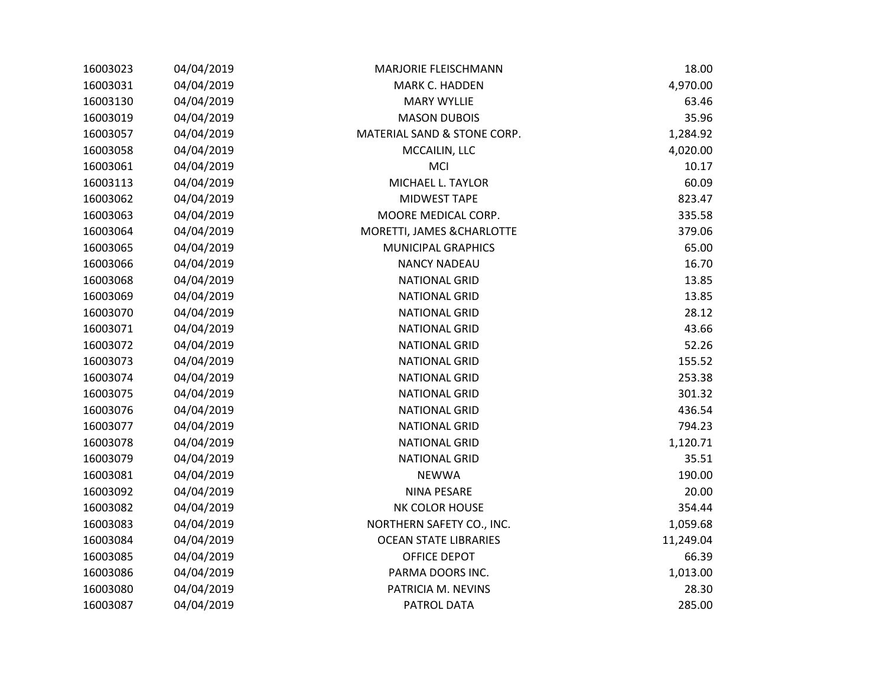| | | | |
|---|---|---|---|
| 16003023 | 04/04/2019 | MARJORIE FLEISCHMANN | 18.00 |
| 16003031 | 04/04/2019 | MARK C. HADDEN | 4,970.00 |
| 16003130 | 04/04/2019 | MARY WYLLIE | 63.46 |
| 16003019 | 04/04/2019 | MASON DUBOIS | 35.96 |
| 16003057 | 04/04/2019 | MATERIAL SAND & STONE CORP. | 1,284.92 |
| 16003058 | 04/04/2019 | MCCAILIN, LLC | 4,020.00 |
| 16003061 | 04/04/2019 | MCI | 10.17 |
| 16003113 | 04/04/2019 | MICHAEL L. TAYLOR | 60.09 |
| 16003062 | 04/04/2019 | MIDWEST TAPE | 823.47 |
| 16003063 | 04/04/2019 | MOORE MEDICAL CORP. | 335.58 |
| 16003064 | 04/04/2019 | MORETTI, JAMES &CHARLOTTE | 379.06 |
| 16003065 | 04/04/2019 | MUNICIPAL GRAPHICS | 65.00 |
| 16003066 | 04/04/2019 | NANCY NADEAU | 16.70 |
| 16003068 | 04/04/2019 | NATIONAL GRID | 13.85 |
| 16003069 | 04/04/2019 | NATIONAL GRID | 13.85 |
| 16003070 | 04/04/2019 | NATIONAL GRID | 28.12 |
| 16003071 | 04/04/2019 | NATIONAL GRID | 43.66 |
| 16003072 | 04/04/2019 | NATIONAL GRID | 52.26 |
| 16003073 | 04/04/2019 | NATIONAL GRID | 155.52 |
| 16003074 | 04/04/2019 | NATIONAL GRID | 253.38 |
| 16003075 | 04/04/2019 | NATIONAL GRID | 301.32 |
| 16003076 | 04/04/2019 | NATIONAL GRID | 436.54 |
| 16003077 | 04/04/2019 | NATIONAL GRID | 794.23 |
| 16003078 | 04/04/2019 | NATIONAL GRID | 1,120.71 |
| 16003079 | 04/04/2019 | NATIONAL GRID | 35.51 |
| 16003081 | 04/04/2019 | NEWWA | 190.00 |
| 16003092 | 04/04/2019 | NINA PESARE | 20.00 |
| 16003082 | 04/04/2019 | NK COLOR HOUSE | 354.44 |
| 16003083 | 04/04/2019 | NORTHERN SAFETY CO., INC. | 1,059.68 |
| 16003084 | 04/04/2019 | OCEAN STATE LIBRARIES | 11,249.04 |
| 16003085 | 04/04/2019 | OFFICE DEPOT | 66.39 |
| 16003086 | 04/04/2019 | PARMA DOORS INC. | 1,013.00 |
| 16003080 | 04/04/2019 | PATRICIA M. NEVINS | 28.30 |
| 16003087 | 04/04/2019 | PATROL DATA | 285.00 |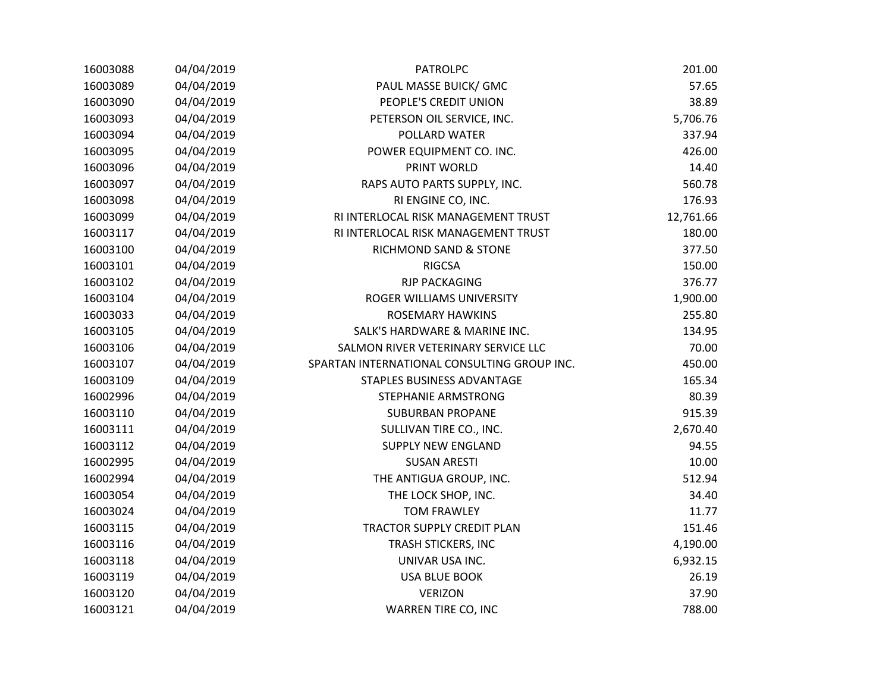| | | | |
|---|---|---|---|
| 16003088 | 04/04/2019 | PATROLPC | 201.00 |
| 16003089 | 04/04/2019 | PAUL MASSE BUICK/ GMC | 57.65 |
| 16003090 | 04/04/2019 | PEOPLE'S CREDIT UNION | 38.89 |
| 16003093 | 04/04/2019 | PETERSON OIL SERVICE, INC. | 5,706.76 |
| 16003094 | 04/04/2019 | POLLARD WATER | 337.94 |
| 16003095 | 04/04/2019 | POWER EQUIPMENT CO. INC. | 426.00 |
| 16003096 | 04/04/2019 | PRINT WORLD | 14.40 |
| 16003097 | 04/04/2019 | RAPS AUTO PARTS SUPPLY, INC. | 560.78 |
| 16003098 | 04/04/2019 | RI ENGINE CO, INC. | 176.93 |
| 16003099 | 04/04/2019 | RI INTERLOCAL RISK MANAGEMENT TRUST | 12,761.66 |
| 16003117 | 04/04/2019 | RI INTERLOCAL RISK MANAGEMENT TRUST | 180.00 |
| 16003100 | 04/04/2019 | RICHMOND SAND & STONE | 377.50 |
| 16003101 | 04/04/2019 | RIGCSA | 150.00 |
| 16003102 | 04/04/2019 | RJP PACKAGING | 376.77 |
| 16003104 | 04/04/2019 | ROGER WILLIAMS UNIVERSITY | 1,900.00 |
| 16003033 | 04/04/2019 | ROSEMARY HAWKINS | 255.80 |
| 16003105 | 04/04/2019 | SALK'S HARDWARE & MARINE INC. | 134.95 |
| 16003106 | 04/04/2019 | SALMON RIVER VETERINARY SERVICE LLC | 70.00 |
| 16003107 | 04/04/2019 | SPARTAN INTERNATIONAL CONSULTING GROUP INC. | 450.00 |
| 16003109 | 04/04/2019 | STAPLES BUSINESS ADVANTAGE | 165.34 |
| 16002996 | 04/04/2019 | STEPHANIE ARMSTRONG | 80.39 |
| 16003110 | 04/04/2019 | SUBURBAN PROPANE | 915.39 |
| 16003111 | 04/04/2019 | SULLIVAN TIRE CO., INC. | 2,670.40 |
| 16003112 | 04/04/2019 | SUPPLY NEW ENGLAND | 94.55 |
| 16002995 | 04/04/2019 | SUSAN ARESTI | 10.00 |
| 16002994 | 04/04/2019 | THE ANTIGUA GROUP, INC. | 512.94 |
| 16003054 | 04/04/2019 | THE LOCK SHOP, INC. | 34.40 |
| 16003024 | 04/04/2019 | TOM FRAWLEY | 11.77 |
| 16003115 | 04/04/2019 | TRACTOR SUPPLY CREDIT PLAN | 151.46 |
| 16003116 | 04/04/2019 | TRASH STICKERS, INC | 4,190.00 |
| 16003118 | 04/04/2019 | UNIVAR USA INC. | 6,932.15 |
| 16003119 | 04/04/2019 | USA BLUE BOOK | 26.19 |
| 16003120 | 04/04/2019 | VERIZON | 37.90 |
| 16003121 | 04/04/2019 | WARREN TIRE CO, INC | 788.00 |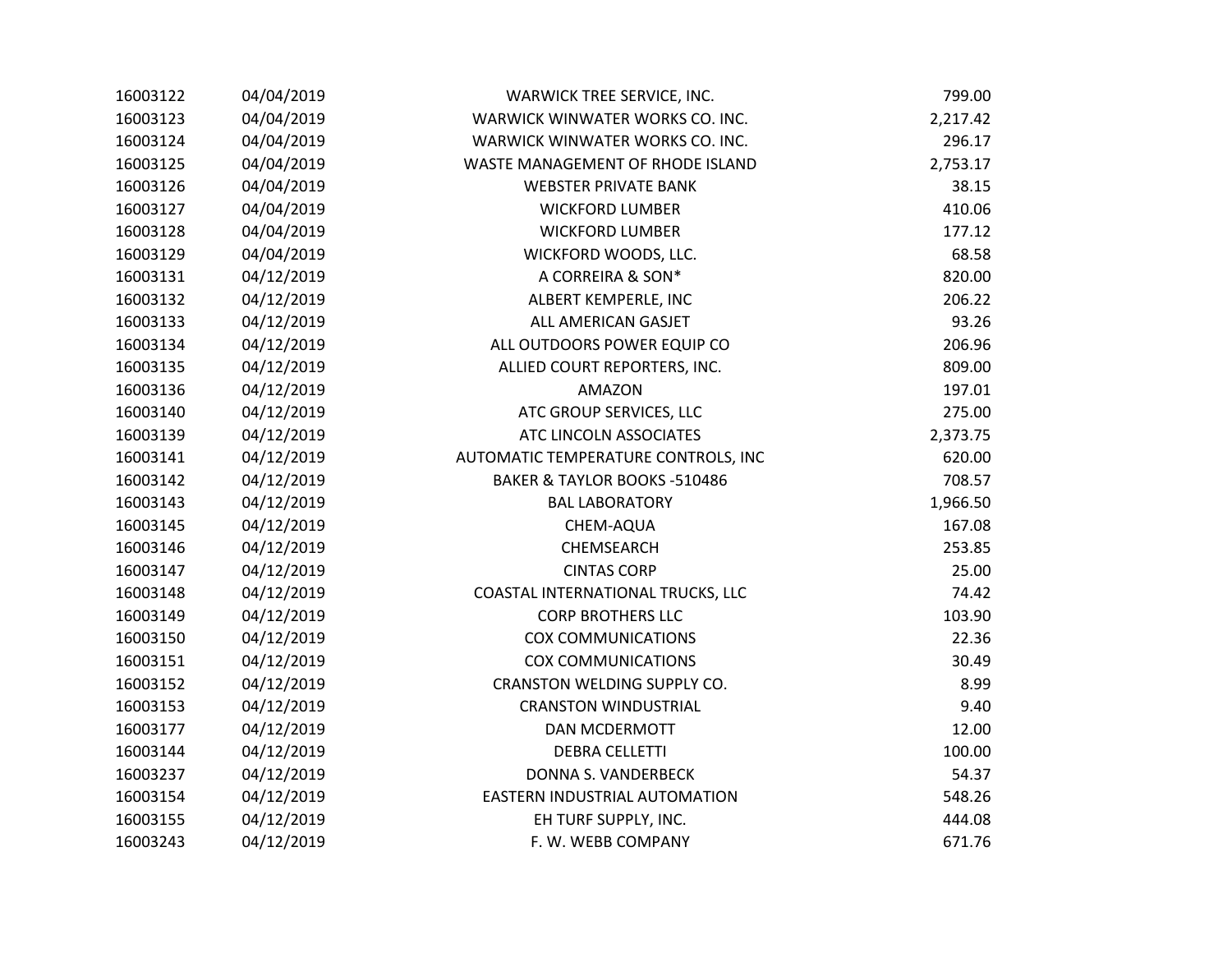| | | | |
|---|---|---|---|
| 16003122 | 04/04/2019 | WARWICK TREE SERVICE, INC. | 799.00 |
| 16003123 | 04/04/2019 | WARWICK WINWATER WORKS CO. INC. | 2,217.42 |
| 16003124 | 04/04/2019 | WARWICK WINWATER WORKS CO. INC. | 296.17 |
| 16003125 | 04/04/2019 | WASTE MANAGEMENT OF RHODE ISLAND | 2,753.17 |
| 16003126 | 04/04/2019 | WEBSTER PRIVATE BANK | 38.15 |
| 16003127 | 04/04/2019 | WICKFORD LUMBER | 410.06 |
| 16003128 | 04/04/2019 | WICKFORD LUMBER | 177.12 |
| 16003129 | 04/04/2019 | WICKFORD WOODS, LLC. | 68.58 |
| 16003131 | 04/12/2019 | A CORREIRA & SON* | 820.00 |
| 16003132 | 04/12/2019 | ALBERT KEMPERLE, INC | 206.22 |
| 16003133 | 04/12/2019 | ALL AMERICAN GASJET | 93.26 |
| 16003134 | 04/12/2019 | ALL OUTDOORS POWER EQUIP CO | 206.96 |
| 16003135 | 04/12/2019 | ALLIED COURT REPORTERS, INC. | 809.00 |
| 16003136 | 04/12/2019 | AMAZON | 197.01 |
| 16003140 | 04/12/2019 | ATC GROUP SERVICES, LLC | 275.00 |
| 16003139 | 04/12/2019 | ATC LINCOLN ASSOCIATES | 2,373.75 |
| 16003141 | 04/12/2019 | AUTOMATIC TEMPERATURE CONTROLS, INC | 620.00 |
| 16003142 | 04/12/2019 | BAKER & TAYLOR BOOKS -510486 | 708.57 |
| 16003143 | 04/12/2019 | BAL LABORATORY | 1,966.50 |
| 16003145 | 04/12/2019 | CHEM-AQUA | 167.08 |
| 16003146 | 04/12/2019 | CHEMSEARCH | 253.85 |
| 16003147 | 04/12/2019 | CINTAS CORP | 25.00 |
| 16003148 | 04/12/2019 | COASTAL INTERNATIONAL TRUCKS, LLC | 74.42 |
| 16003149 | 04/12/2019 | CORP BROTHERS LLC | 103.90 |
| 16003150 | 04/12/2019 | COX COMMUNICATIONS | 22.36 |
| 16003151 | 04/12/2019 | COX COMMUNICATIONS | 30.49 |
| 16003152 | 04/12/2019 | CRANSTON WELDING SUPPLY CO. | 8.99 |
| 16003153 | 04/12/2019 | CRANSTON WINDUSTRIAL | 9.40 |
| 16003177 | 04/12/2019 | DAN MCDERMOTT | 12.00 |
| 16003144 | 04/12/2019 | DEBRA CELLETTI | 100.00 |
| 16003237 | 04/12/2019 | DONNA S. VANDERBECK | 54.37 |
| 16003154 | 04/12/2019 | EASTERN INDUSTRIAL AUTOMATION | 548.26 |
| 16003155 | 04/12/2019 | EH TURF SUPPLY, INC. | 444.08 |
| 16003243 | 04/12/2019 | F. W. WEBB COMPANY | 671.76 |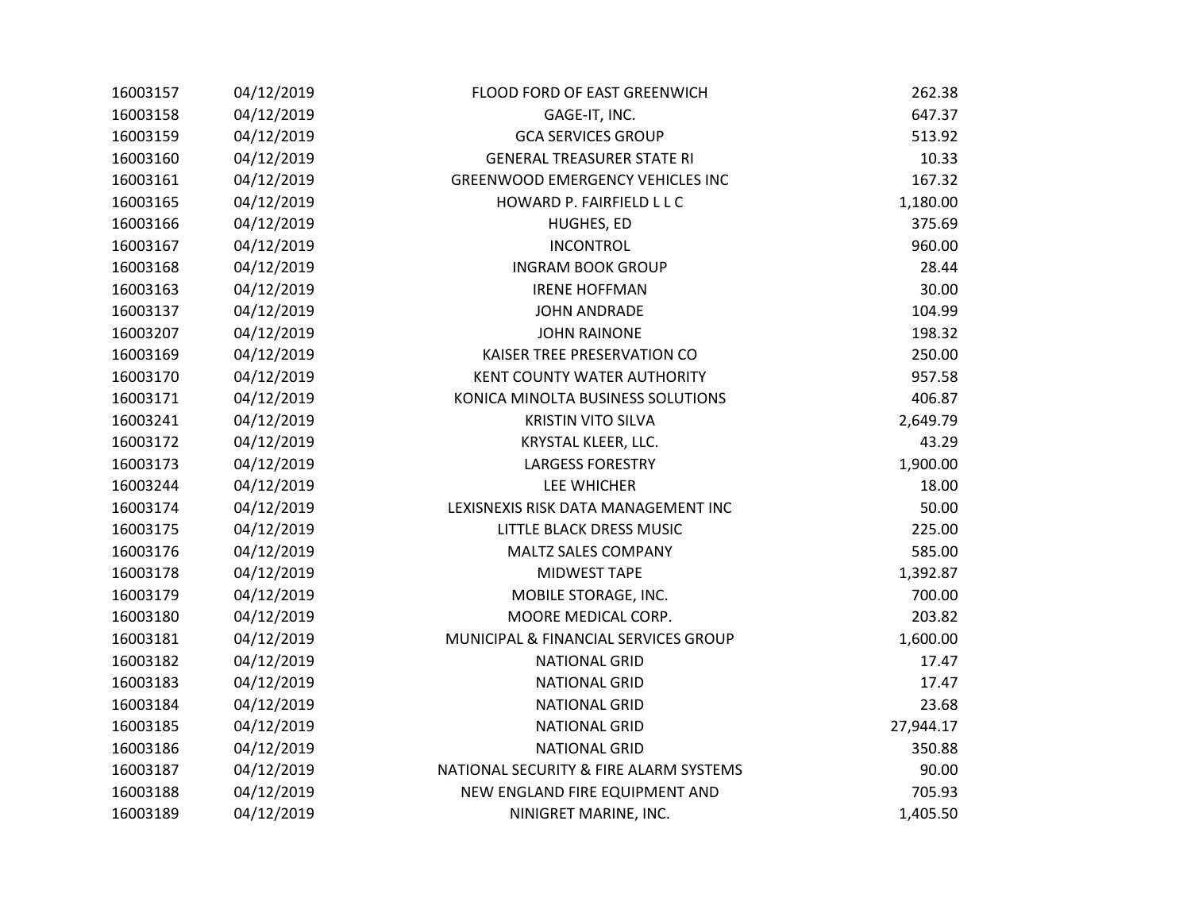| | | | |
|---|---|---|---|
| 16003157 | 04/12/2019 | FLOOD FORD OF EAST GREENWICH | 262.38 |
| 16003158 | 04/12/2019 | GAGE-IT, INC. | 647.37 |
| 16003159 | 04/12/2019 | GCA SERVICES GROUP | 513.92 |
| 16003160 | 04/12/2019 | GENERAL TREASURER STATE RI | 10.33 |
| 16003161 | 04/12/2019 | GREENWOOD EMERGENCY VEHICLES INC | 167.32 |
| 16003165 | 04/12/2019 | HOWARD P. FAIRFIELD L L C | 1,180.00 |
| 16003166 | 04/12/2019 | HUGHES, ED | 375.69 |
| 16003167 | 04/12/2019 | INCONTROL | 960.00 |
| 16003168 | 04/12/2019 | INGRAM BOOK GROUP | 28.44 |
| 16003163 | 04/12/2019 | IRENE HOFFMAN | 30.00 |
| 16003137 | 04/12/2019 | JOHN ANDRADE | 104.99 |
| 16003207 | 04/12/2019 | JOHN RAINONE | 198.32 |
| 16003169 | 04/12/2019 | KAISER TREE PRESERVATION CO | 250.00 |
| 16003170 | 04/12/2019 | KENT COUNTY WATER AUTHORITY | 957.58 |
| 16003171 | 04/12/2019 | KONICA MINOLTA BUSINESS SOLUTIONS | 406.87 |
| 16003241 | 04/12/2019 | KRISTIN VITO SILVA | 2,649.79 |
| 16003172 | 04/12/2019 | KRYSTAL KLEER, LLC. | 43.29 |
| 16003173 | 04/12/2019 | LARGESS FORESTRY | 1,900.00 |
| 16003244 | 04/12/2019 | LEE WHICHER | 18.00 |
| 16003174 | 04/12/2019 | LEXISNEXIS RISK DATA MANAGEMENT INC | 50.00 |
| 16003175 | 04/12/2019 | LITTLE BLACK DRESS MUSIC | 225.00 |
| 16003176 | 04/12/2019 | MALTZ SALES COMPANY | 585.00 |
| 16003178 | 04/12/2019 | MIDWEST TAPE | 1,392.87 |
| 16003179 | 04/12/2019 | MOBILE STORAGE, INC. | 700.00 |
| 16003180 | 04/12/2019 | MOORE MEDICAL CORP. | 203.82 |
| 16003181 | 04/12/2019 | MUNICIPAL & FINANCIAL SERVICES GROUP | 1,600.00 |
| 16003182 | 04/12/2019 | NATIONAL GRID | 17.47 |
| 16003183 | 04/12/2019 | NATIONAL GRID | 17.47 |
| 16003184 | 04/12/2019 | NATIONAL GRID | 23.68 |
| 16003185 | 04/12/2019 | NATIONAL GRID | 27,944.17 |
| 16003186 | 04/12/2019 | NATIONAL GRID | 350.88 |
| 16003187 | 04/12/2019 | NATIONAL SECURITY & FIRE ALARM SYSTEMS | 90.00 |
| 16003188 | 04/12/2019 | NEW ENGLAND FIRE EQUIPMENT AND | 705.93 |
| 16003189 | 04/12/2019 | NINIGRET MARINE, INC. | 1,405.50 |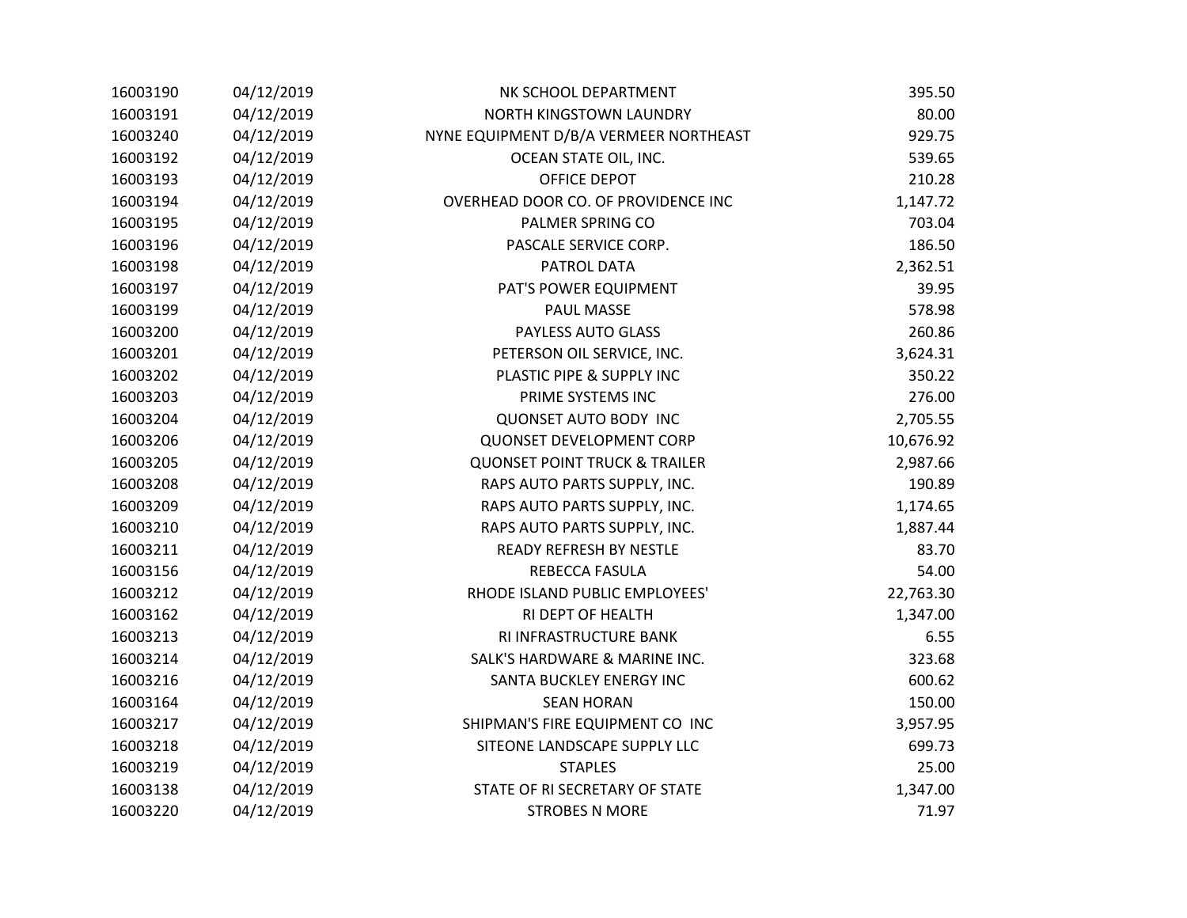| | | | |
|---|---|---|---|
| 16003190 | 04/12/2019 | NK SCHOOL DEPARTMENT | 395.50 |
| 16003191 | 04/12/2019 | NORTH KINGSTOWN LAUNDRY | 80.00 |
| 16003240 | 04/12/2019 | NYNE EQUIPMENT D/B/A VERMEER NORTHEAST | 929.75 |
| 16003192 | 04/12/2019 | OCEAN STATE OIL, INC. | 539.65 |
| 16003193 | 04/12/2019 | OFFICE DEPOT | 210.28 |
| 16003194 | 04/12/2019 | OVERHEAD DOOR CO. OF PROVIDENCE INC | 1,147.72 |
| 16003195 | 04/12/2019 | PALMER SPRING CO | 703.04 |
| 16003196 | 04/12/2019 | PASCALE SERVICE CORP. | 186.50 |
| 16003198 | 04/12/2019 | PATROL DATA | 2,362.51 |
| 16003197 | 04/12/2019 | PAT'S POWER EQUIPMENT | 39.95 |
| 16003199 | 04/12/2019 | PAUL MASSE | 578.98 |
| 16003200 | 04/12/2019 | PAYLESS AUTO GLASS | 260.86 |
| 16003201 | 04/12/2019 | PETERSON OIL SERVICE, INC. | 3,624.31 |
| 16003202 | 04/12/2019 | PLASTIC PIPE & SUPPLY INC | 350.22 |
| 16003203 | 04/12/2019 | PRIME SYSTEMS INC | 276.00 |
| 16003204 | 04/12/2019 | QUONSET AUTO BODY INC | 2,705.55 |
| 16003206 | 04/12/2019 | QUONSET DEVELOPMENT CORP | 10,676.92 |
| 16003205 | 04/12/2019 | QUONSET POINT TRUCK & TRAILER | 2,987.66 |
| 16003208 | 04/12/2019 | RAPS AUTO PARTS SUPPLY, INC. | 190.89 |
| 16003209 | 04/12/2019 | RAPS AUTO PARTS SUPPLY, INC. | 1,174.65 |
| 16003210 | 04/12/2019 | RAPS AUTO PARTS SUPPLY, INC. | 1,887.44 |
| 16003211 | 04/12/2019 | READY REFRESH BY NESTLE | 83.70 |
| 16003156 | 04/12/2019 | REBECCA FASULA | 54.00 |
| 16003212 | 04/12/2019 | RHODE ISLAND PUBLIC EMPLOYEES' | 22,763.30 |
| 16003162 | 04/12/2019 | RI DEPT OF HEALTH | 1,347.00 |
| 16003213 | 04/12/2019 | RI INFRASTRUCTURE BANK | 6.55 |
| 16003214 | 04/12/2019 | SALK'S HARDWARE & MARINE INC. | 323.68 |
| 16003216 | 04/12/2019 | SANTA BUCKLEY ENERGY INC | 600.62 |
| 16003164 | 04/12/2019 | SEAN HORAN | 150.00 |
| 16003217 | 04/12/2019 | SHIPMAN'S FIRE EQUIPMENT CO INC | 3,957.95 |
| 16003218 | 04/12/2019 | SITEONE LANDSCAPE SUPPLY LLC | 699.73 |
| 16003219 | 04/12/2019 | STAPLES | 25.00 |
| 16003138 | 04/12/2019 | STATE OF RI SECRETARY OF STATE | 1,347.00 |
| 16003220 | 04/12/2019 | STROBES N MORE | 71.97 |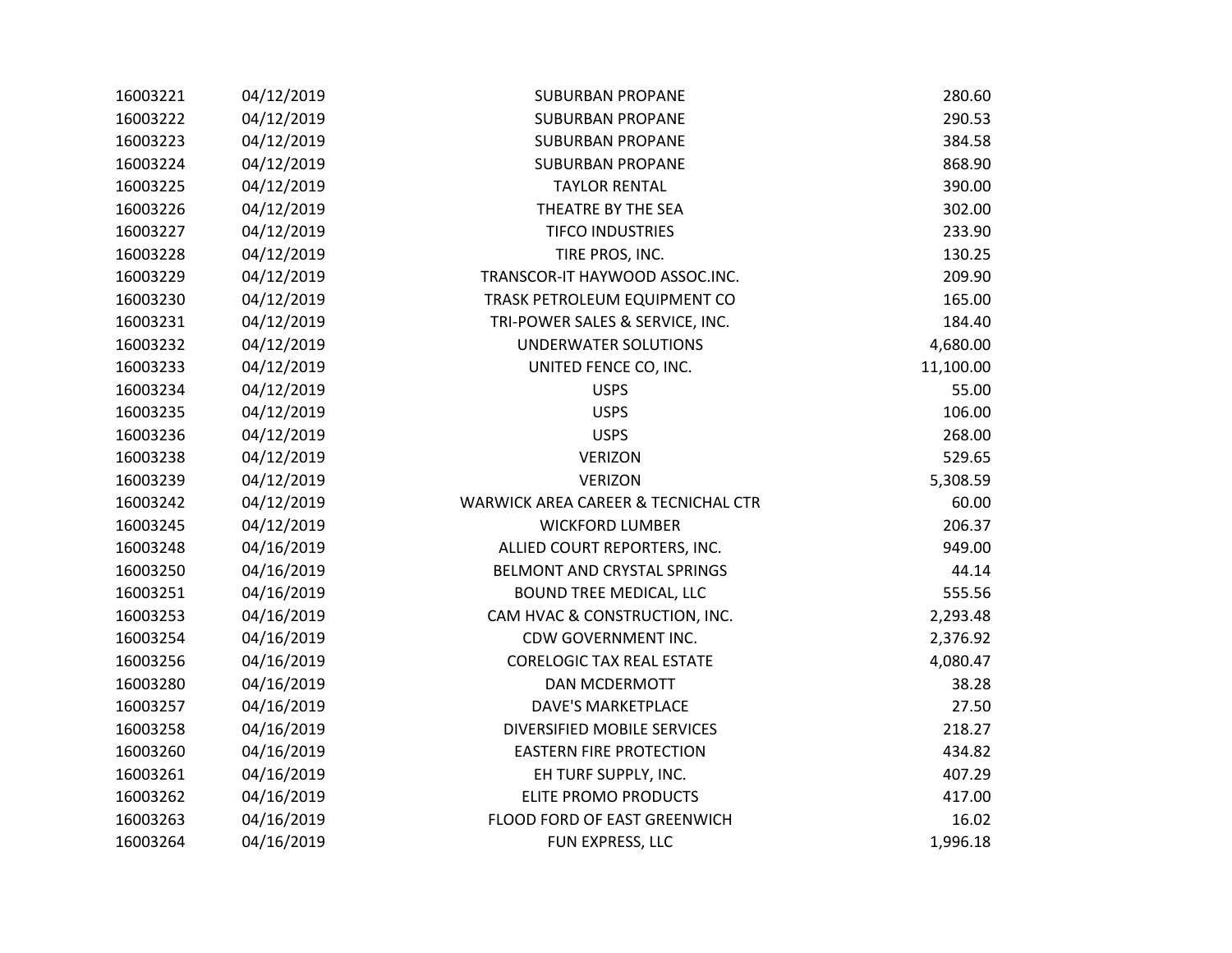| | | | |
|---|---|---|---|
| 16003221 | 04/12/2019 | SUBURBAN PROPANE | 280.60 |
| 16003222 | 04/12/2019 | SUBURBAN PROPANE | 290.53 |
| 16003223 | 04/12/2019 | SUBURBAN PROPANE | 384.58 |
| 16003224 | 04/12/2019 | SUBURBAN PROPANE | 868.90 |
| 16003225 | 04/12/2019 | TAYLOR RENTAL | 390.00 |
| 16003226 | 04/12/2019 | THEATRE BY THE SEA | 302.00 |
| 16003227 | 04/12/2019 | TIFCO INDUSTRIES | 233.90 |
| 16003228 | 04/12/2019 | TIRE PROS, INC. | 130.25 |
| 16003229 | 04/12/2019 | TRANSCOR-IT HAYWOOD ASSOC.INC. | 209.90 |
| 16003230 | 04/12/2019 | TRASK PETROLEUM EQUIPMENT CO | 165.00 |
| 16003231 | 04/12/2019 | TRI-POWER SALES & SERVICE, INC. | 184.40 |
| 16003232 | 04/12/2019 | UNDERWATER SOLUTIONS | 4,680.00 |
| 16003233 | 04/12/2019 | UNITED FENCE CO, INC. | 11,100.00 |
| 16003234 | 04/12/2019 | USPS | 55.00 |
| 16003235 | 04/12/2019 | USPS | 106.00 |
| 16003236 | 04/12/2019 | USPS | 268.00 |
| 16003238 | 04/12/2019 | VERIZON | 529.65 |
| 16003239 | 04/12/2019 | VERIZON | 5,308.59 |
| 16003242 | 04/12/2019 | WARWICK AREA CAREER & TECNICHAL CTR | 60.00 |
| 16003245 | 04/12/2019 | WICKFORD LUMBER | 206.37 |
| 16003248 | 04/16/2019 | ALLIED COURT REPORTERS, INC. | 949.00 |
| 16003250 | 04/16/2019 | BELMONT AND CRYSTAL SPRINGS | 44.14 |
| 16003251 | 04/16/2019 | BOUND TREE MEDICAL, LLC | 555.56 |
| 16003253 | 04/16/2019 | CAM HVAC & CONSTRUCTION, INC. | 2,293.48 |
| 16003254 | 04/16/2019 | CDW GOVERNMENT INC. | 2,376.92 |
| 16003256 | 04/16/2019 | CORELOGIC TAX REAL ESTATE | 4,080.47 |
| 16003280 | 04/16/2019 | DAN MCDERMOTT | 38.28 |
| 16003257 | 04/16/2019 | DAVE'S MARKETPLACE | 27.50 |
| 16003258 | 04/16/2019 | DIVERSIFIED MOBILE SERVICES | 218.27 |
| 16003260 | 04/16/2019 | EASTERN FIRE PROTECTION | 434.82 |
| 16003261 | 04/16/2019 | EH TURF SUPPLY, INC. | 407.29 |
| 16003262 | 04/16/2019 | ELITE PROMO PRODUCTS | 417.00 |
| 16003263 | 04/16/2019 | FLOOD FORD OF EAST GREENWICH | 16.02 |
| 16003264 | 04/16/2019 | FUN EXPRESS, LLC | 1,996.18 |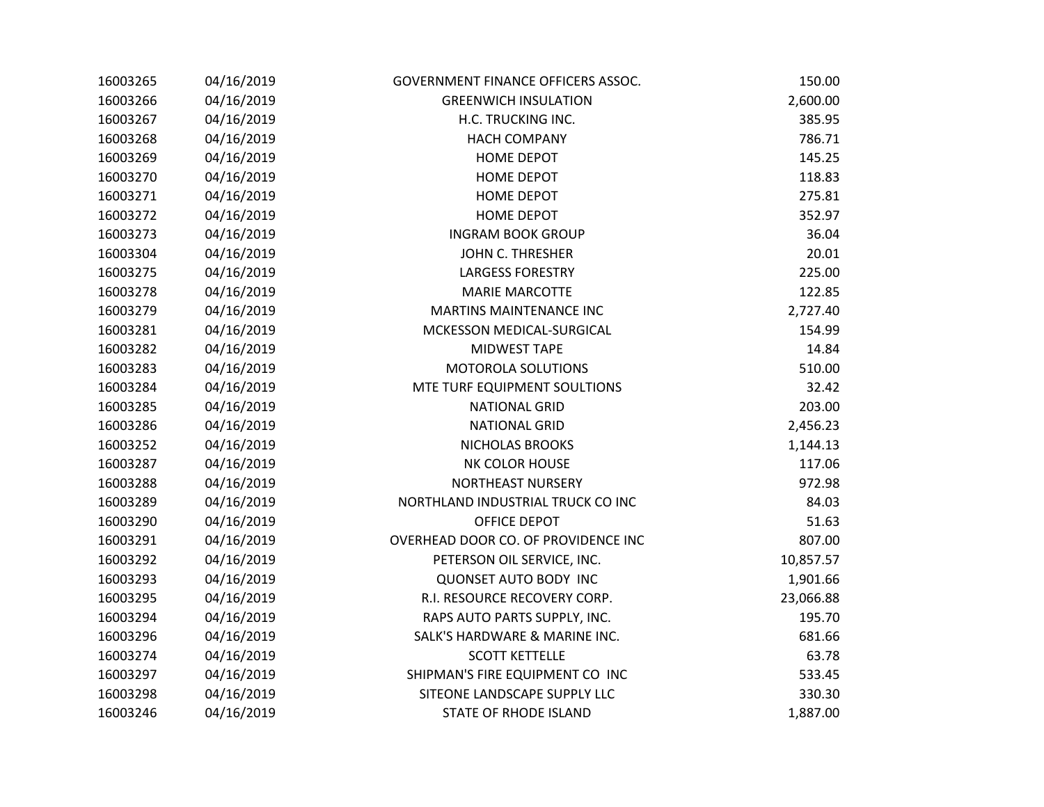| | | | |
|---|---|---|---|
| 16003265 | 04/16/2019 | GOVERNMENT FINANCE OFFICERS ASSOC. | 150.00 |
| 16003266 | 04/16/2019 | GREENWICH INSULATION | 2,600.00 |
| 16003267 | 04/16/2019 | H.C. TRUCKING INC. | 385.95 |
| 16003268 | 04/16/2019 | HACH COMPANY | 786.71 |
| 16003269 | 04/16/2019 | HOME DEPOT | 145.25 |
| 16003270 | 04/16/2019 | HOME DEPOT | 118.83 |
| 16003271 | 04/16/2019 | HOME DEPOT | 275.81 |
| 16003272 | 04/16/2019 | HOME DEPOT | 352.97 |
| 16003273 | 04/16/2019 | INGRAM BOOK GROUP | 36.04 |
| 16003304 | 04/16/2019 | JOHN C. THRESHER | 20.01 |
| 16003275 | 04/16/2019 | LARGESS FORESTRY | 225.00 |
| 16003278 | 04/16/2019 | MARIE MARCOTTE | 122.85 |
| 16003279 | 04/16/2019 | MARTINS MAINTENANCE INC | 2,727.40 |
| 16003281 | 04/16/2019 | MCKESSON MEDICAL-SURGICAL | 154.99 |
| 16003282 | 04/16/2019 | MIDWEST TAPE | 14.84 |
| 16003283 | 04/16/2019 | MOTOROLA SOLUTIONS | 510.00 |
| 16003284 | 04/16/2019 | MTE TURF EQUIPMENT SOULTIONS | 32.42 |
| 16003285 | 04/16/2019 | NATIONAL GRID | 203.00 |
| 16003286 | 04/16/2019 | NATIONAL GRID | 2,456.23 |
| 16003252 | 04/16/2019 | NICHOLAS BROOKS | 1,144.13 |
| 16003287 | 04/16/2019 | NK COLOR HOUSE | 117.06 |
| 16003288 | 04/16/2019 | NORTHEAST NURSERY | 972.98 |
| 16003289 | 04/16/2019 | NORTHLAND INDUSTRIAL TRUCK CO INC | 84.03 |
| 16003290 | 04/16/2019 | OFFICE DEPOT | 51.63 |
| 16003291 | 04/16/2019 | OVERHEAD DOOR CO. OF PROVIDENCE INC | 807.00 |
| 16003292 | 04/16/2019 | PETERSON OIL SERVICE, INC. | 10,857.57 |
| 16003293 | 04/16/2019 | QUONSET AUTO BODY INC | 1,901.66 |
| 16003295 | 04/16/2019 | R.I. RESOURCE RECOVERY CORP. | 23,066.88 |
| 16003294 | 04/16/2019 | RAPS AUTO PARTS SUPPLY, INC. | 195.70 |
| 16003296 | 04/16/2019 | SALK'S HARDWARE & MARINE INC. | 681.66 |
| 16003274 | 04/16/2019 | SCOTT KETTELLE | 63.78 |
| 16003297 | 04/16/2019 | SHIPMAN'S FIRE EQUIPMENT CO INC | 533.45 |
| 16003298 | 04/16/2019 | SITEONE LANDSCAPE SUPPLY LLC | 330.30 |
| 16003246 | 04/16/2019 | STATE OF RHODE ISLAND | 1,887.00 |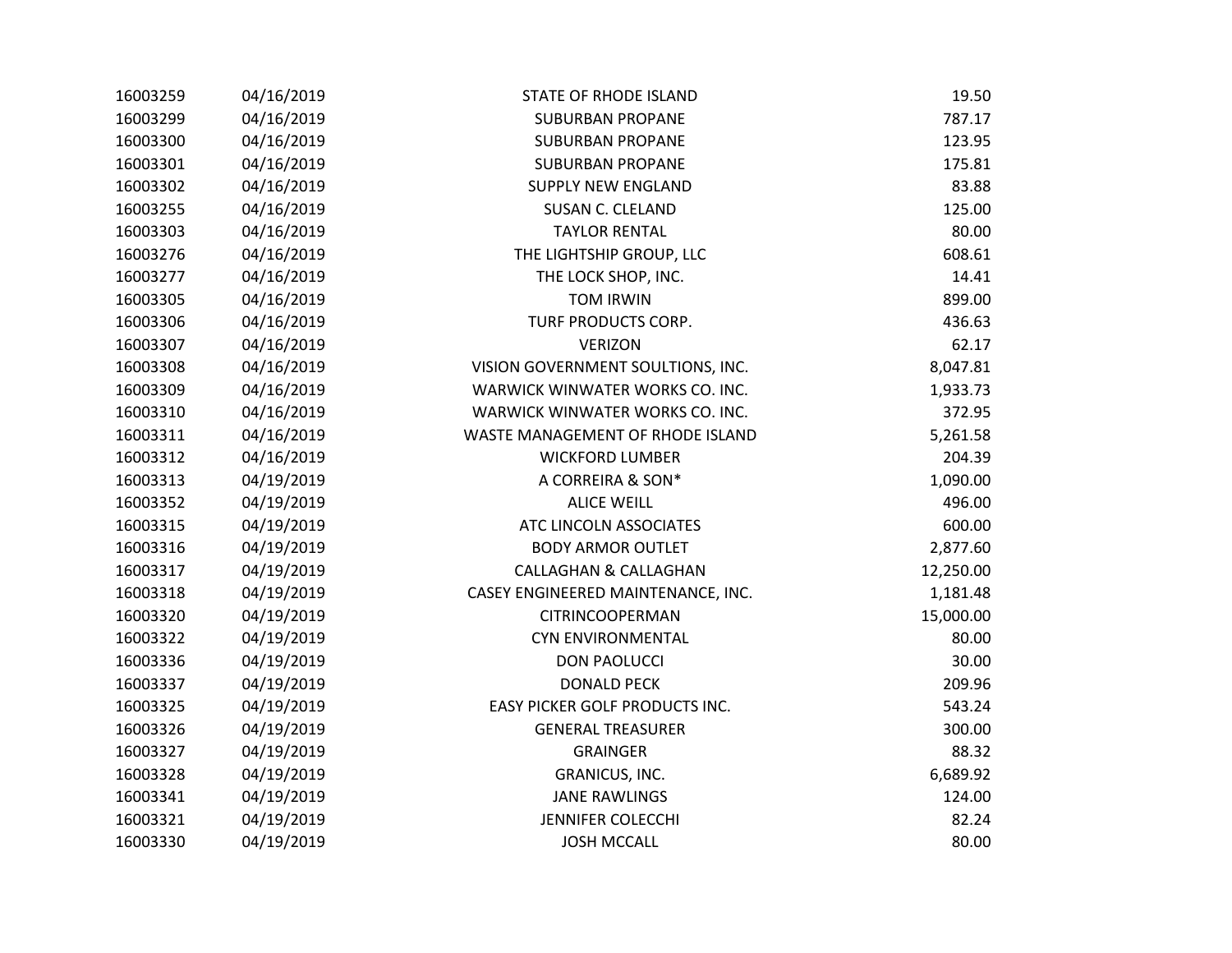| | | | |
|---|---|---|---|
| 16003259 | 04/16/2019 | STATE OF RHODE ISLAND | 19.50 |
| 16003299 | 04/16/2019 | SUBURBAN PROPANE | 787.17 |
| 16003300 | 04/16/2019 | SUBURBAN PROPANE | 123.95 |
| 16003301 | 04/16/2019 | SUBURBAN PROPANE | 175.81 |
| 16003302 | 04/16/2019 | SUPPLY NEW ENGLAND | 83.88 |
| 16003255 | 04/16/2019 | SUSAN C. CLELAND | 125.00 |
| 16003303 | 04/16/2019 | TAYLOR RENTAL | 80.00 |
| 16003276 | 04/16/2019 | THE LIGHTSHIP GROUP, LLC | 608.61 |
| 16003277 | 04/16/2019 | THE LOCK SHOP, INC. | 14.41 |
| 16003305 | 04/16/2019 | TOM IRWIN | 899.00 |
| 16003306 | 04/16/2019 | TURF PRODUCTS CORP. | 436.63 |
| 16003307 | 04/16/2019 | VERIZON | 62.17 |
| 16003308 | 04/16/2019 | VISION GOVERNMENT SOULTIONS, INC. | 8,047.81 |
| 16003309 | 04/16/2019 | WARWICK WINWATER WORKS CO. INC. | 1,933.73 |
| 16003310 | 04/16/2019 | WARWICK WINWATER WORKS CO. INC. | 372.95 |
| 16003311 | 04/16/2019 | WASTE MANAGEMENT OF RHODE ISLAND | 5,261.58 |
| 16003312 | 04/16/2019 | WICKFORD LUMBER | 204.39 |
| 16003313 | 04/19/2019 | A CORREIRA & SON* | 1,090.00 |
| 16003352 | 04/19/2019 | ALICE WEILL | 496.00 |
| 16003315 | 04/19/2019 | ATC LINCOLN ASSOCIATES | 600.00 |
| 16003316 | 04/19/2019 | BODY ARMOR OUTLET | 2,877.60 |
| 16003317 | 04/19/2019 | CALLAGHAN & CALLAGHAN | 12,250.00 |
| 16003318 | 04/19/2019 | CASEY ENGINEERED MAINTENANCE, INC. | 1,181.48 |
| 16003320 | 04/19/2019 | CITRINCOOPERMAN | 15,000.00 |
| 16003322 | 04/19/2019 | CYN ENVIRONMENTAL | 80.00 |
| 16003336 | 04/19/2019 | DON PAOLUCCI | 30.00 |
| 16003337 | 04/19/2019 | DONALD PECK | 209.96 |
| 16003325 | 04/19/2019 | EASY PICKER GOLF PRODUCTS INC. | 543.24 |
| 16003326 | 04/19/2019 | GENERAL TREASURER | 300.00 |
| 16003327 | 04/19/2019 | GRAINGER | 88.32 |
| 16003328 | 04/19/2019 | GRANICUS, INC. | 6,689.92 |
| 16003341 | 04/19/2019 | JANE RAWLINGS | 124.00 |
| 16003321 | 04/19/2019 | JENNIFER COLECCHI | 82.24 |
| 16003330 | 04/19/2019 | JOSH MCCALL | 80.00 |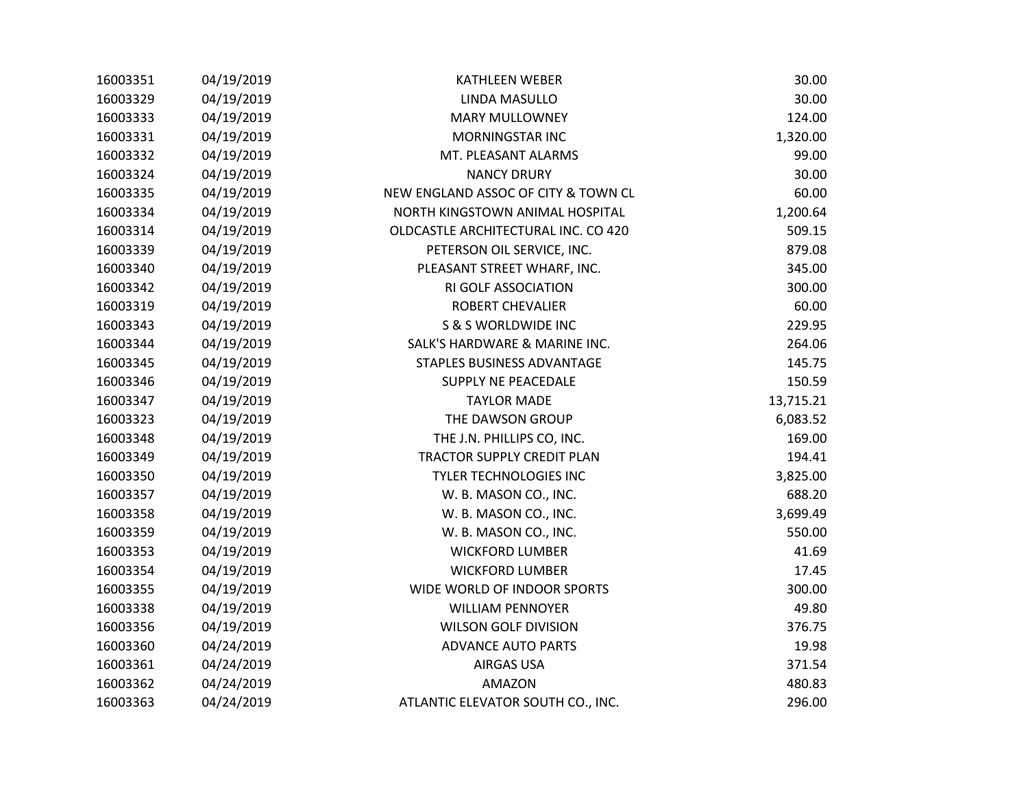| | | | |
|---|---|---|---|
| 16003351 | 04/19/2019 | KATHLEEN WEBER | 30.00 |
| 16003329 | 04/19/2019 | LINDA MASULLO | 30.00 |
| 16003333 | 04/19/2019 | MARY MULLOWNEY | 124.00 |
| 16003331 | 04/19/2019 | MORNINGSTAR INC | 1,320.00 |
| 16003332 | 04/19/2019 | MT. PLEASANT ALARMS | 99.00 |
| 16003324 | 04/19/2019 | NANCY DRURY | 30.00 |
| 16003335 | 04/19/2019 | NEW ENGLAND ASSOC OF CITY & TOWN CL | 60.00 |
| 16003334 | 04/19/2019 | NORTH KINGSTOWN ANIMAL HOSPITAL | 1,200.64 |
| 16003314 | 04/19/2019 | OLDCASTLE ARCHITECTURAL INC. CO 420 | 509.15 |
| 16003339 | 04/19/2019 | PETERSON OIL SERVICE, INC. | 879.08 |
| 16003340 | 04/19/2019 | PLEASANT STREET WHARF, INC. | 345.00 |
| 16003342 | 04/19/2019 | RI GOLF ASSOCIATION | 300.00 |
| 16003319 | 04/19/2019 | ROBERT CHEVALIER | 60.00 |
| 16003343 | 04/19/2019 | S & S WORLDWIDE INC | 229.95 |
| 16003344 | 04/19/2019 | SALK'S HARDWARE & MARINE INC. | 264.06 |
| 16003345 | 04/19/2019 | STAPLES BUSINESS ADVANTAGE | 145.75 |
| 16003346 | 04/19/2019 | SUPPLY NE PEACEDALE | 150.59 |
| 16003347 | 04/19/2019 | TAYLOR MADE | 13,715.21 |
| 16003323 | 04/19/2019 | THE DAWSON GROUP | 6,083.52 |
| 16003348 | 04/19/2019 | THE J.N. PHILLIPS CO, INC. | 169.00 |
| 16003349 | 04/19/2019 | TRACTOR SUPPLY CREDIT PLAN | 194.41 |
| 16003350 | 04/19/2019 | TYLER TECHNOLOGIES INC | 3,825.00 |
| 16003357 | 04/19/2019 | W. B. MASON CO., INC. | 688.20 |
| 16003358 | 04/19/2019 | W. B. MASON CO., INC. | 3,699.49 |
| 16003359 | 04/19/2019 | W. B. MASON CO., INC. | 550.00 |
| 16003353 | 04/19/2019 | WICKFORD LUMBER | 41.69 |
| 16003354 | 04/19/2019 | WICKFORD LUMBER | 17.45 |
| 16003355 | 04/19/2019 | WIDE WORLD OF INDOOR SPORTS | 300.00 |
| 16003338 | 04/19/2019 | WILLIAM PENNOYER | 49.80 |
| 16003356 | 04/19/2019 | WILSON GOLF DIVISION | 376.75 |
| 16003360 | 04/24/2019 | ADVANCE AUTO PARTS | 19.98 |
| 16003361 | 04/24/2019 | AIRGAS USA | 371.54 |
| 16003362 | 04/24/2019 | AMAZON | 480.83 |
| 16003363 | 04/24/2019 | ATLANTIC ELEVATOR SOUTH CO., INC. | 296.00 |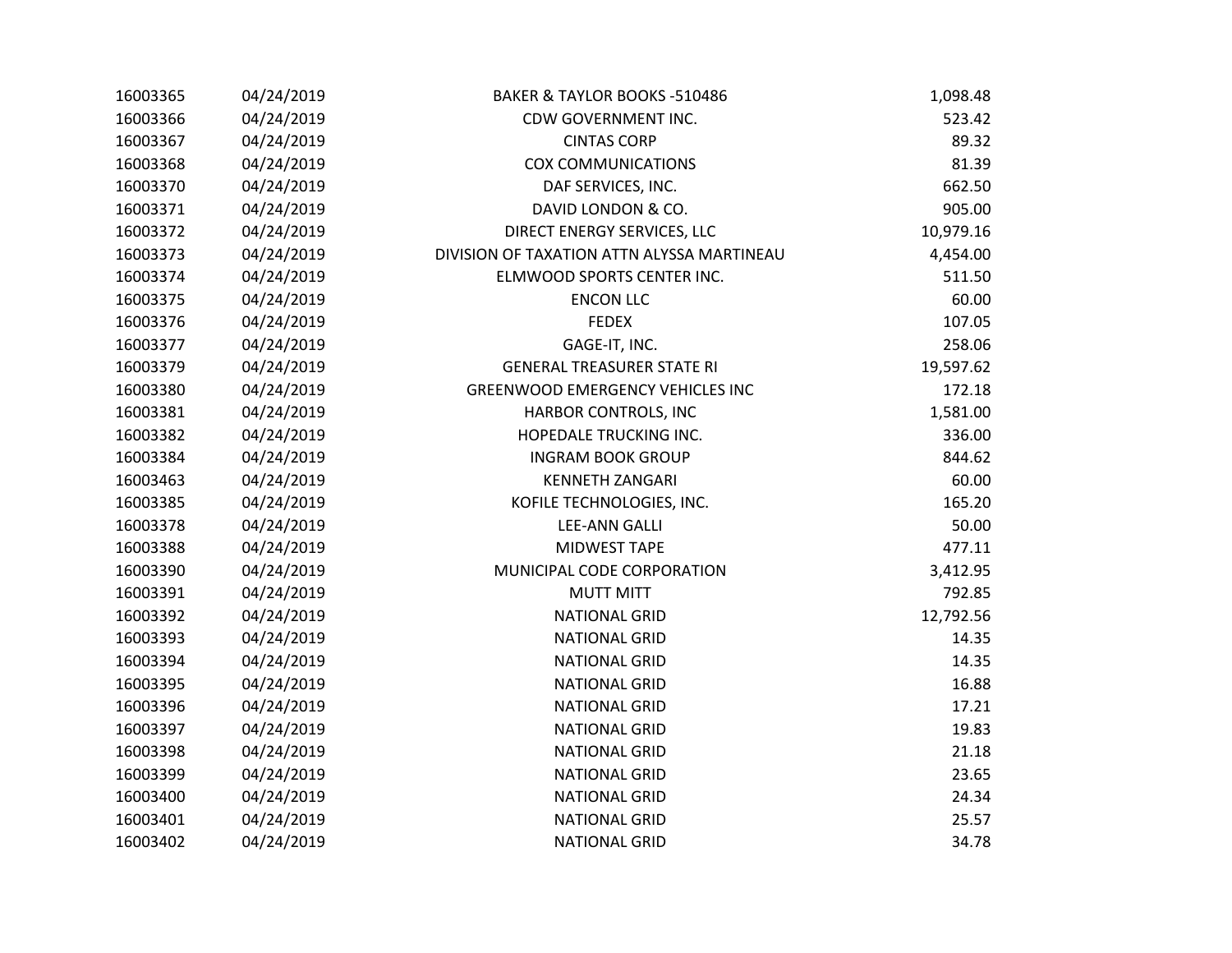| | | | |
|---|---|---|---|
| 16003365 | 04/24/2019 | BAKER & TAYLOR BOOKS -510486 | 1,098.48 |
| 16003366 | 04/24/2019 | CDW GOVERNMENT INC. | 523.42 |
| 16003367 | 04/24/2019 | CINTAS CORP | 89.32 |
| 16003368 | 04/24/2019 | COX COMMUNICATIONS | 81.39 |
| 16003370 | 04/24/2019 | DAF SERVICES, INC. | 662.50 |
| 16003371 | 04/24/2019 | DAVID LONDON & CO. | 905.00 |
| 16003372 | 04/24/2019 | DIRECT ENERGY SERVICES, LLC | 10,979.16 |
| 16003373 | 04/24/2019 | DIVISION OF TAXATION ATTN ALYSSA MARTINEAU | 4,454.00 |
| 16003374 | 04/24/2019 | ELMWOOD SPORTS CENTER INC. | 511.50 |
| 16003375 | 04/24/2019 | ENCON LLC | 60.00 |
| 16003376 | 04/24/2019 | FEDEX | 107.05 |
| 16003377 | 04/24/2019 | GAGE-IT, INC. | 258.06 |
| 16003379 | 04/24/2019 | GENERAL TREASURER STATE RI | 19,597.62 |
| 16003380 | 04/24/2019 | GREENWOOD EMERGENCY VEHICLES INC | 172.18 |
| 16003381 | 04/24/2019 | HARBOR CONTROLS, INC | 1,581.00 |
| 16003382 | 04/24/2019 | HOPEDALE TRUCKING INC. | 336.00 |
| 16003384 | 04/24/2019 | INGRAM BOOK GROUP | 844.62 |
| 16003463 | 04/24/2019 | KENNETH ZANGARI | 60.00 |
| 16003385 | 04/24/2019 | KOFILE TECHNOLOGIES, INC. | 165.20 |
| 16003378 | 04/24/2019 | LEE-ANN GALLI | 50.00 |
| 16003388 | 04/24/2019 | MIDWEST TAPE | 477.11 |
| 16003390 | 04/24/2019 | MUNICIPAL CODE CORPORATION | 3,412.95 |
| 16003391 | 04/24/2019 | MUTT MITT | 792.85 |
| 16003392 | 04/24/2019 | NATIONAL GRID | 12,792.56 |
| 16003393 | 04/24/2019 | NATIONAL GRID | 14.35 |
| 16003394 | 04/24/2019 | NATIONAL GRID | 14.35 |
| 16003395 | 04/24/2019 | NATIONAL GRID | 16.88 |
| 16003396 | 04/24/2019 | NATIONAL GRID | 17.21 |
| 16003397 | 04/24/2019 | NATIONAL GRID | 19.83 |
| 16003398 | 04/24/2019 | NATIONAL GRID | 21.18 |
| 16003399 | 04/24/2019 | NATIONAL GRID | 23.65 |
| 16003400 | 04/24/2019 | NATIONAL GRID | 24.34 |
| 16003401 | 04/24/2019 | NATIONAL GRID | 25.57 |
| 16003402 | 04/24/2019 | NATIONAL GRID | 34.78 |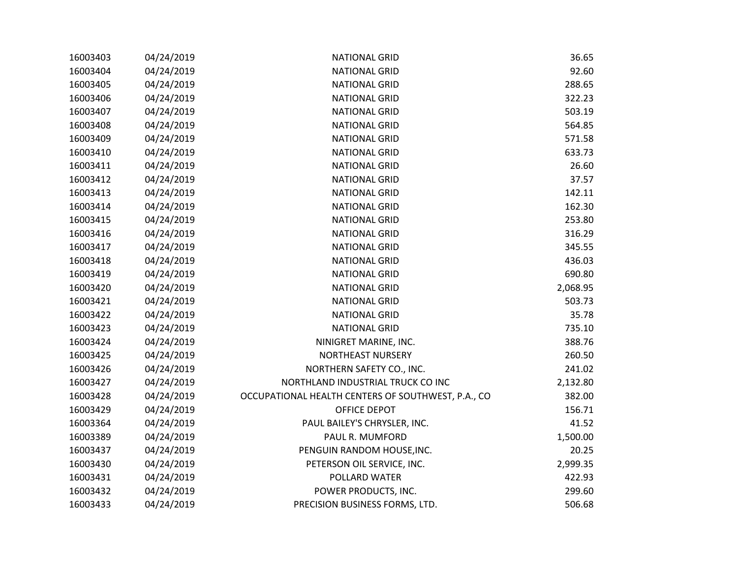| | | | |
|---|---|---|---|
| 16003403 | 04/24/2019 | NATIONAL GRID | 36.65 |
| 16003404 | 04/24/2019 | NATIONAL GRID | 92.60 |
| 16003405 | 04/24/2019 | NATIONAL GRID | 288.65 |
| 16003406 | 04/24/2019 | NATIONAL GRID | 322.23 |
| 16003407 | 04/24/2019 | NATIONAL GRID | 503.19 |
| 16003408 | 04/24/2019 | NATIONAL GRID | 564.85 |
| 16003409 | 04/24/2019 | NATIONAL GRID | 571.58 |
| 16003410 | 04/24/2019 | NATIONAL GRID | 633.73 |
| 16003411 | 04/24/2019 | NATIONAL GRID | 26.60 |
| 16003412 | 04/24/2019 | NATIONAL GRID | 37.57 |
| 16003413 | 04/24/2019 | NATIONAL GRID | 142.11 |
| 16003414 | 04/24/2019 | NATIONAL GRID | 162.30 |
| 16003415 | 04/24/2019 | NATIONAL GRID | 253.80 |
| 16003416 | 04/24/2019 | NATIONAL GRID | 316.29 |
| 16003417 | 04/24/2019 | NATIONAL GRID | 345.55 |
| 16003418 | 04/24/2019 | NATIONAL GRID | 436.03 |
| 16003419 | 04/24/2019 | NATIONAL GRID | 690.80 |
| 16003420 | 04/24/2019 | NATIONAL GRID | 2,068.95 |
| 16003421 | 04/24/2019 | NATIONAL GRID | 503.73 |
| 16003422 | 04/24/2019 | NATIONAL GRID | 35.78 |
| 16003423 | 04/24/2019 | NATIONAL GRID | 735.10 |
| 16003424 | 04/24/2019 | NINIGRET MARINE, INC. | 388.76 |
| 16003425 | 04/24/2019 | NORTHEAST NURSERY | 260.50 |
| 16003426 | 04/24/2019 | NORTHERN SAFETY CO., INC. | 241.02 |
| 16003427 | 04/24/2019 | NORTHLAND INDUSTRIAL TRUCK CO INC | 2,132.80 |
| 16003428 | 04/24/2019 | OCCUPATIONAL HEALTH CENTERS OF SOUTHWEST, P.A., CO | 382.00 |
| 16003429 | 04/24/2019 | OFFICE DEPOT | 156.71 |
| 16003364 | 04/24/2019 | PAUL BAILEY'S CHRYSLER, INC. | 41.52 |
| 16003389 | 04/24/2019 | PAUL R. MUMFORD | 1,500.00 |
| 16003437 | 04/24/2019 | PENGUIN RANDOM HOUSE,INC. | 20.25 |
| 16003430 | 04/24/2019 | PETERSON OIL SERVICE, INC. | 2,999.35 |
| 16003431 | 04/24/2019 | POLLARD WATER | 422.93 |
| 16003432 | 04/24/2019 | POWER PRODUCTS, INC. | 299.60 |
| 16003433 | 04/24/2019 | PRECISION BUSINESS FORMS, LTD. | 506.68 |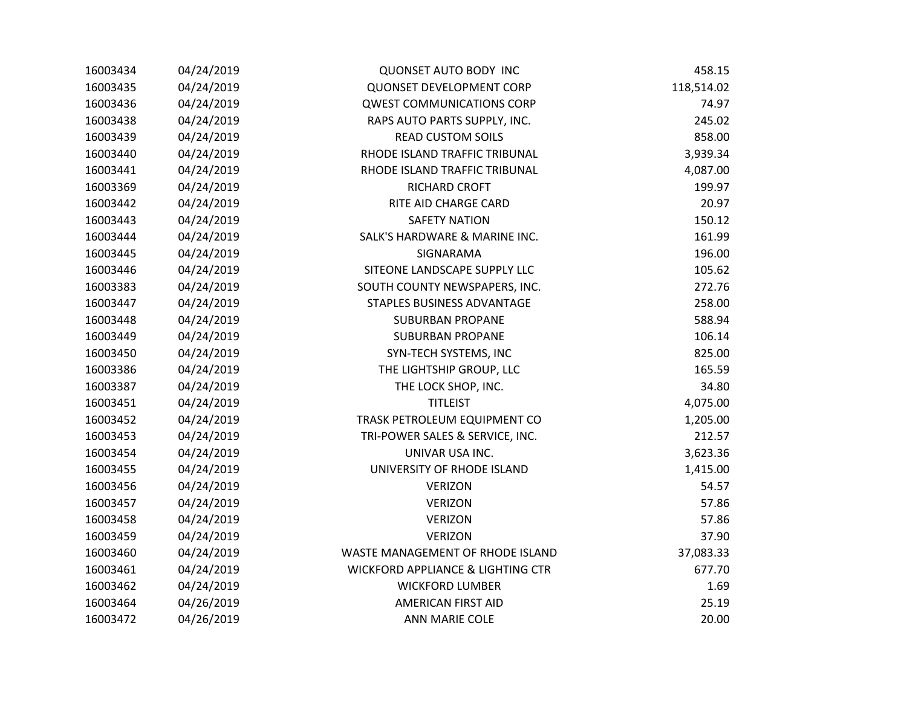| | | | |
|---|---|---|---|
| 16003434 | 04/24/2019 | QUONSET AUTO BODY INC | 458.15 |
| 16003435 | 04/24/2019 | QUONSET DEVELOPMENT CORP | 118,514.02 |
| 16003436 | 04/24/2019 | QWEST COMMUNICATIONS CORP | 74.97 |
| 16003438 | 04/24/2019 | RAPS AUTO PARTS SUPPLY, INC. | 245.02 |
| 16003439 | 04/24/2019 | READ CUSTOM SOILS | 858.00 |
| 16003440 | 04/24/2019 | RHODE ISLAND TRAFFIC TRIBUNAL | 3,939.34 |
| 16003441 | 04/24/2019 | RHODE ISLAND TRAFFIC TRIBUNAL | 4,087.00 |
| 16003369 | 04/24/2019 | RICHARD CROFT | 199.97 |
| 16003442 | 04/24/2019 | RITE AID CHARGE CARD | 20.97 |
| 16003443 | 04/24/2019 | SAFETY NATION | 150.12 |
| 16003444 | 04/24/2019 | SALK'S HARDWARE & MARINE INC. | 161.99 |
| 16003445 | 04/24/2019 | SIGNARAMA | 196.00 |
| 16003446 | 04/24/2019 | SITEONE LANDSCAPE SUPPLY LLC | 105.62 |
| 16003383 | 04/24/2019 | SOUTH COUNTY NEWSPAPERS, INC. | 272.76 |
| 16003447 | 04/24/2019 | STAPLES BUSINESS ADVANTAGE | 258.00 |
| 16003448 | 04/24/2019 | SUBURBAN PROPANE | 588.94 |
| 16003449 | 04/24/2019 | SUBURBAN PROPANE | 106.14 |
| 16003450 | 04/24/2019 | SYN-TECH SYSTEMS, INC | 825.00 |
| 16003386 | 04/24/2019 | THE LIGHTSHIP GROUP, LLC | 165.59 |
| 16003387 | 04/24/2019 | THE LOCK SHOP, INC. | 34.80 |
| 16003451 | 04/24/2019 | TITLEIST | 4,075.00 |
| 16003452 | 04/24/2019 | TRASK PETROLEUM EQUIPMENT CO | 1,205.00 |
| 16003453 | 04/24/2019 | TRI-POWER SALES & SERVICE, INC. | 212.57 |
| 16003454 | 04/24/2019 | UNIVAR USA INC. | 3,623.36 |
| 16003455 | 04/24/2019 | UNIVERSITY OF RHODE ISLAND | 1,415.00 |
| 16003456 | 04/24/2019 | VERIZON | 54.57 |
| 16003457 | 04/24/2019 | VERIZON | 57.86 |
| 16003458 | 04/24/2019 | VERIZON | 57.86 |
| 16003459 | 04/24/2019 | VERIZON | 37.90 |
| 16003460 | 04/24/2019 | WASTE MANAGEMENT OF RHODE ISLAND | 37,083.33 |
| 16003461 | 04/24/2019 | WICKFORD APPLIANCE & LIGHTING CTR | 677.70 |
| 16003462 | 04/24/2019 | WICKFORD LUMBER | 1.69 |
| 16003464 | 04/26/2019 | AMERICAN FIRST AID | 25.19 |
| 16003472 | 04/26/2019 | ANN MARIE COLE | 20.00 |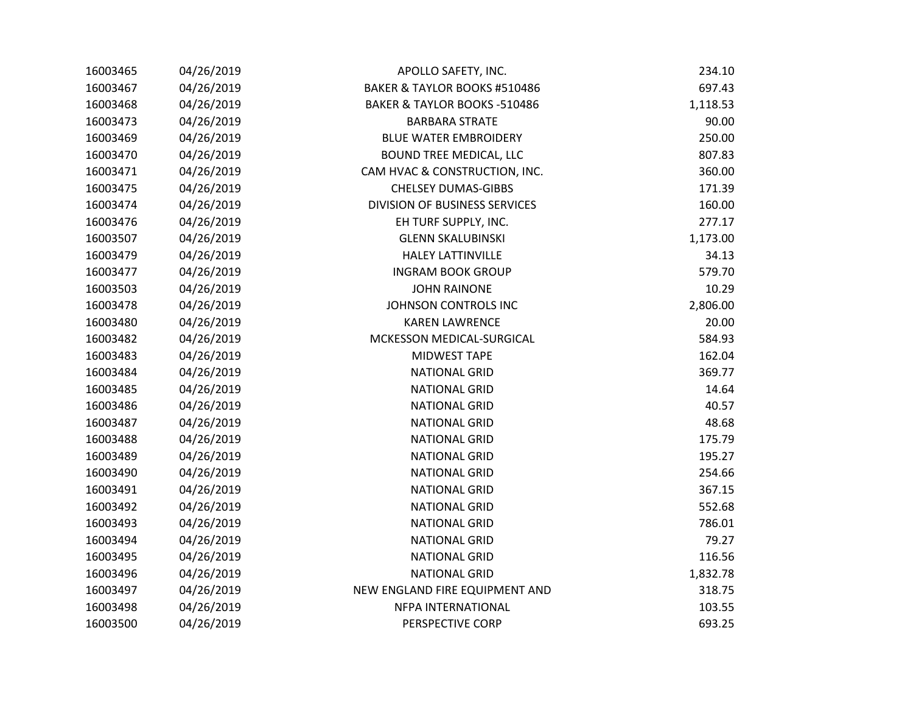| | | | |
|---|---|---|---|
| 16003465 | 04/26/2019 | APOLLO SAFETY, INC. | 234.10 |
| 16003467 | 04/26/2019 | BAKER & TAYLOR BOOKS #510486 | 697.43 |
| 16003468 | 04/26/2019 | BAKER & TAYLOR BOOKS -510486 | 1,118.53 |
| 16003473 | 04/26/2019 | BARBARA STRATE | 90.00 |
| 16003469 | 04/26/2019 | BLUE WATER EMBROIDERY | 250.00 |
| 16003470 | 04/26/2019 | BOUND TREE MEDICAL, LLC | 807.83 |
| 16003471 | 04/26/2019 | CAM HVAC & CONSTRUCTION, INC. | 360.00 |
| 16003475 | 04/26/2019 | CHELSEY DUMAS-GIBBS | 171.39 |
| 16003474 | 04/26/2019 | DIVISION OF BUSINESS SERVICES | 160.00 |
| 16003476 | 04/26/2019 | EH TURF SUPPLY, INC. | 277.17 |
| 16003507 | 04/26/2019 | GLENN SKALUBINSKI | 1,173.00 |
| 16003479 | 04/26/2019 | HALEY LATTINVILLE | 34.13 |
| 16003477 | 04/26/2019 | INGRAM BOOK GROUP | 579.70 |
| 16003503 | 04/26/2019 | JOHN RAINONE | 10.29 |
| 16003478 | 04/26/2019 | JOHNSON CONTROLS INC | 2,806.00 |
| 16003480 | 04/26/2019 | KAREN LAWRENCE | 20.00 |
| 16003482 | 04/26/2019 | MCKESSON MEDICAL-SURGICAL | 584.93 |
| 16003483 | 04/26/2019 | MIDWEST TAPE | 162.04 |
| 16003484 | 04/26/2019 | NATIONAL GRID | 369.77 |
| 16003485 | 04/26/2019 | NATIONAL GRID | 14.64 |
| 16003486 | 04/26/2019 | NATIONAL GRID | 40.57 |
| 16003487 | 04/26/2019 | NATIONAL GRID | 48.68 |
| 16003488 | 04/26/2019 | NATIONAL GRID | 175.79 |
| 16003489 | 04/26/2019 | NATIONAL GRID | 195.27 |
| 16003490 | 04/26/2019 | NATIONAL GRID | 254.66 |
| 16003491 | 04/26/2019 | NATIONAL GRID | 367.15 |
| 16003492 | 04/26/2019 | NATIONAL GRID | 552.68 |
| 16003493 | 04/26/2019 | NATIONAL GRID | 786.01 |
| 16003494 | 04/26/2019 | NATIONAL GRID | 79.27 |
| 16003495 | 04/26/2019 | NATIONAL GRID | 116.56 |
| 16003496 | 04/26/2019 | NATIONAL GRID | 1,832.78 |
| 16003497 | 04/26/2019 | NEW ENGLAND FIRE EQUIPMENT AND | 318.75 |
| 16003498 | 04/26/2019 | NFPA INTERNATIONAL | 103.55 |
| 16003500 | 04/26/2019 | PERSPECTIVE CORP | 693.25 |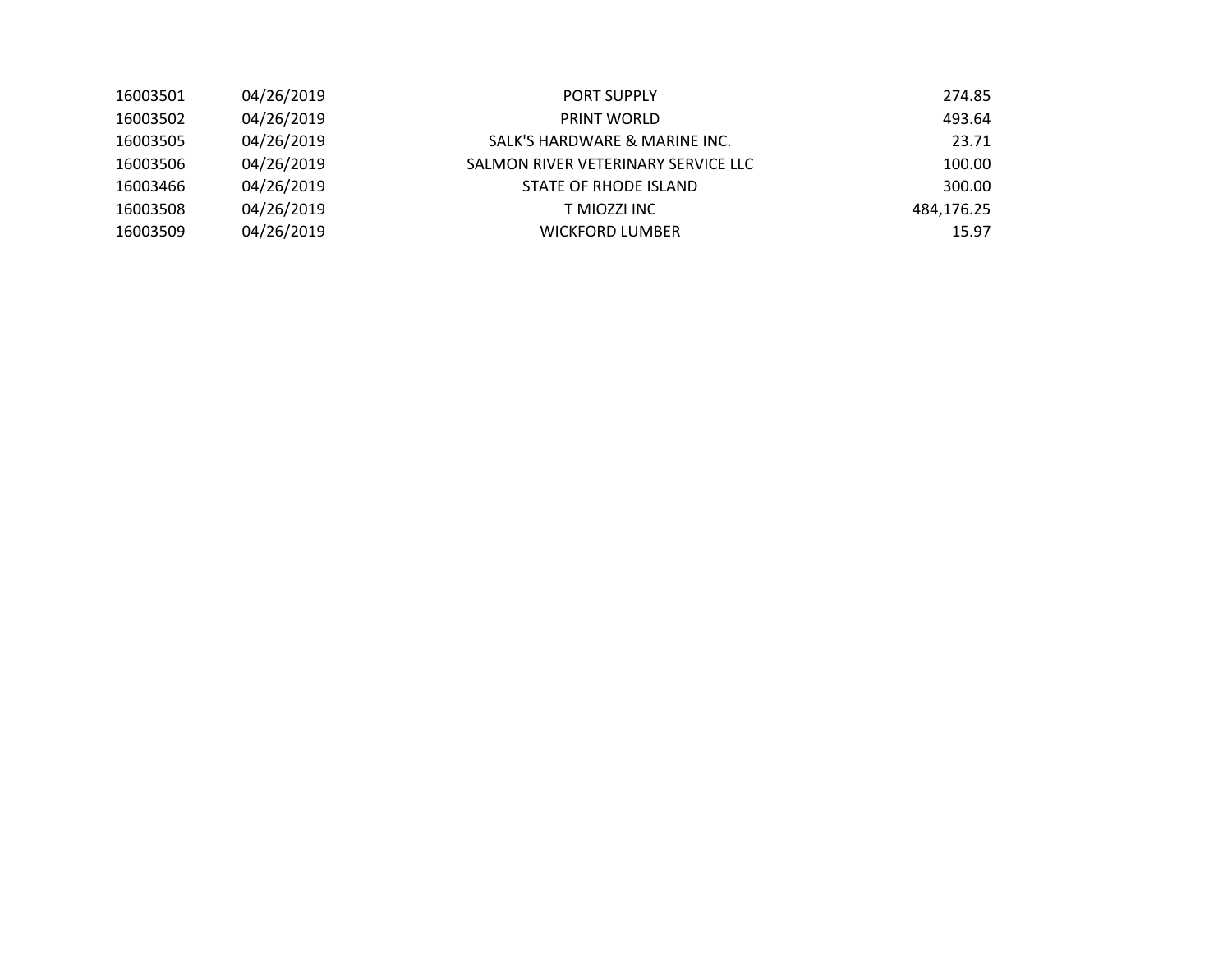| | | | |
|---|---|---|---|
| 16003501 | 04/26/2019 | PORT SUPPLY | 274.85 |
| 16003502 | 04/26/2019 | PRINT WORLD | 493.64 |
| 16003505 | 04/26/2019 | SALK'S HARDWARE & MARINE INC. | 23.71 |
| 16003506 | 04/26/2019 | SALMON RIVER VETERINARY SERVICE LLC | 100.00 |
| 16003466 | 04/26/2019 | STATE OF RHODE ISLAND | 300.00 |
| 16003508 | 04/26/2019 | T MIOZZI INC | 484,176.25 |
| 16003509 | 04/26/2019 | WICKFORD LUMBER | 15.97 |